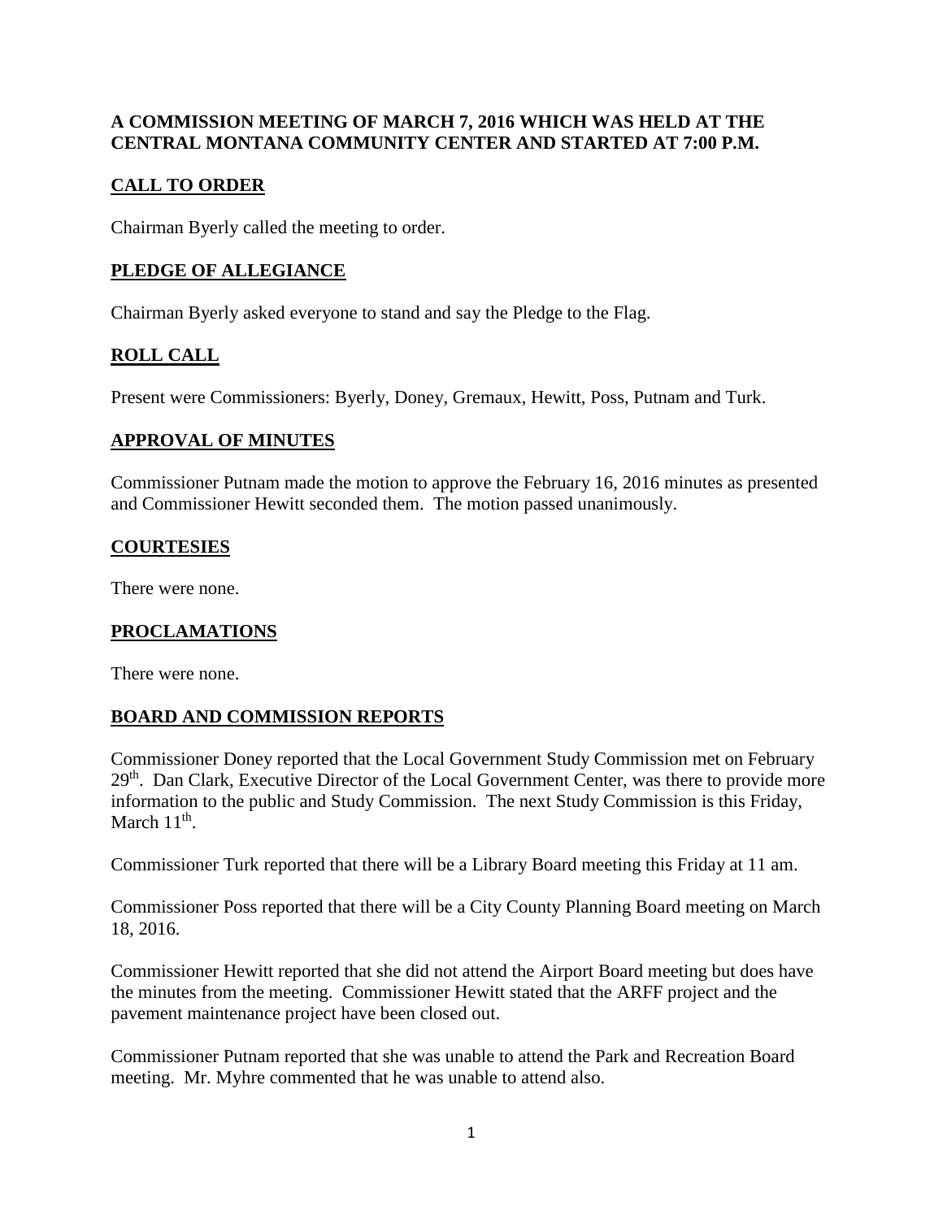**A COMMISSION MEETING OF MARCH 7, 2016 WHICH WAS HELD AT THE CENTRAL MONTANA COMMUNITY CENTER AND STARTED AT 7:00 P.M.**

## CALL TO ORDER

Chairman Byerly called the meeting to order.

## PLEDGE OF ALLEGIANCE

Chairman Byerly asked everyone to stand and say the Pledge to the Flag.

## ROLL CALL

Present were Commissioners: Byerly, Doney, Gremaux, Hewitt, Poss, Putnam and Turk.

## APPROVAL OF MINUTES

Commissioner Putnam made the motion to approve the February 16, 2016 minutes as presented and Commissioner Hewitt seconded them. The motion passed unanimously.

## COURTESIES

There were none.

## PROCLAMATIONS

There were none.

## BOARD AND COMMISSION REPORTS

Commissioner Doney reported that the Local Government Study Commission met on February 29th. Dan Clark, Executive Director of the Local Government Center, was there to provide more information to the public and Study Commission. The next Study Commission is this Friday, March 11th.

Commissioner Turk reported that there will be a Library Board meeting this Friday at 11 am.

Commissioner Poss reported that there will be a City County Planning Board meeting on March 18, 2016.

Commissioner Hewitt reported that she did not attend the Airport Board meeting but does have the minutes from the meeting. Commissioner Hewitt stated that the ARFF project and the pavement maintenance project have been closed out.

Commissioner Putnam reported that she was unable to attend the Park and Recreation Board meeting. Mr. Myhre commented that he was unable to attend also.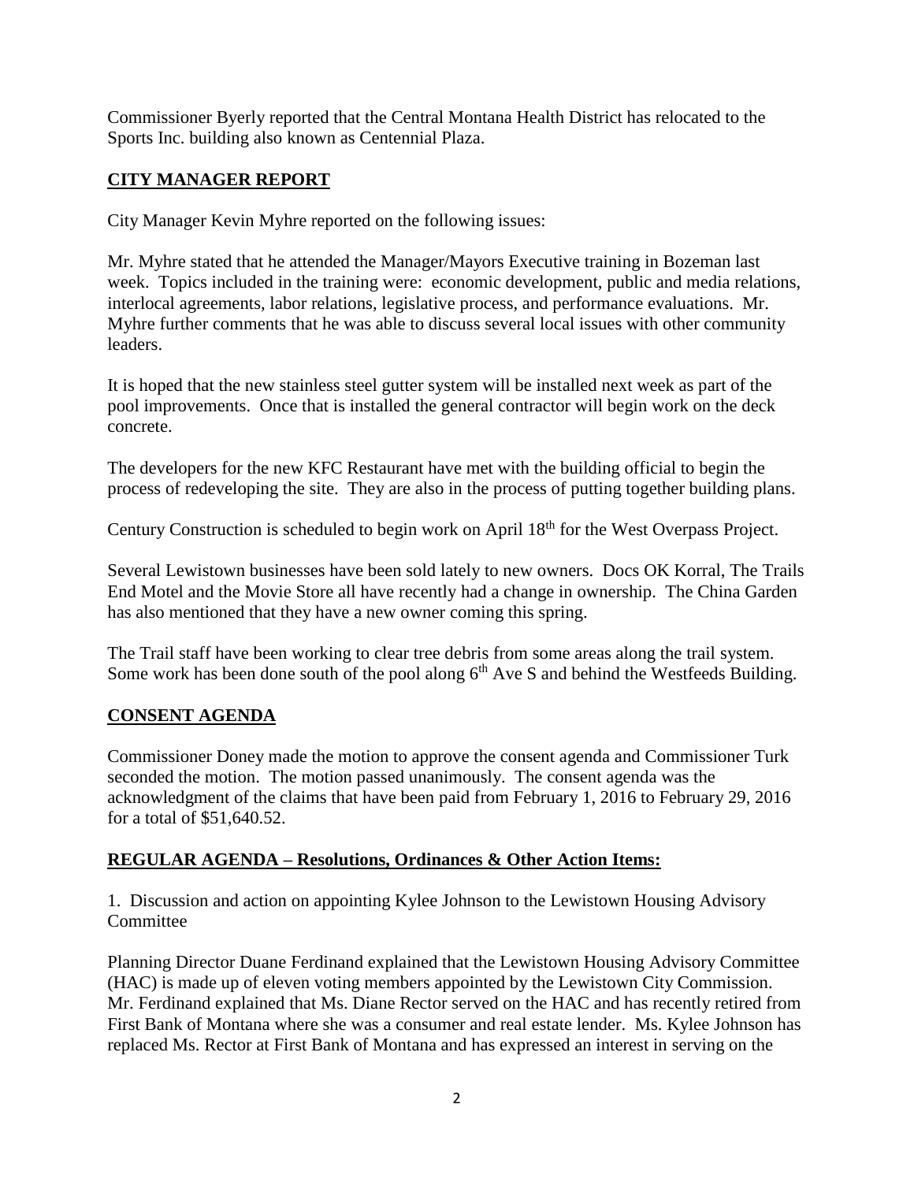Commissioner Byerly reported that the Central Montana Health District has relocated to the Sports Inc. building also known as Centennial Plaza.

## **CITY MANAGER REPORT**

City Manager Kevin Myhre reported on the following issues:

Mr. Myhre stated that he attended the Manager/Mayors Executive training in Bozeman last week. Topics included in the training were: economic development, public and media relations, interlocal agreements, labor relations, legislative process, and performance evaluations. Mr. Myhre further comments that he was able to discuss several local issues with other community leaders.

It is hoped that the new stainless steel gutter system will be installed next week as part of the pool improvements. Once that is installed the general contractor will begin work on the deck concrete.

The developers for the new KFC Restaurant have met with the building official to begin the process of redeveloping the site. They are also in the process of putting together building plans.

Century Construction is scheduled to begin work on April 18th for the West Overpass Project.

Several Lewistown businesses have been sold lately to new owners. Docs OK Korral, The Trails End Motel and the Movie Store all have recently had a change in ownership. The China Garden has also mentioned that they have a new owner coming this spring.

The Trail staff have been working to clear tree debris from some areas along the trail system. Some work has been done south of the pool along 6th Ave S and behind the Westfeeds Building.

## **CONSENT AGENDA**

Commissioner Doney made the motion to approve the consent agenda and Commissioner Turk seconded the motion. The motion passed unanimously. The consent agenda was the acknowledgment of the claims that have been paid from February 1, 2016 to February 29, 2016 for a total of $51,640.52.

## **REGULAR AGENDA – Resolutions, Ordinances & Other Action Items:**

1. Discussion and action on appointing Kylee Johnson to the Lewistown Housing Advisory Committee

Planning Director Duane Ferdinand explained that the Lewistown Housing Advisory Committee (HAC) is made up of eleven voting members appointed by the Lewistown City Commission. Mr. Ferdinand explained that Ms. Diane Rector served on the HAC and has recently retired from First Bank of Montana where she was a consumer and real estate lender. Ms. Kylee Johnson has replaced Ms. Rector at First Bank of Montana and has expressed an interest in serving on the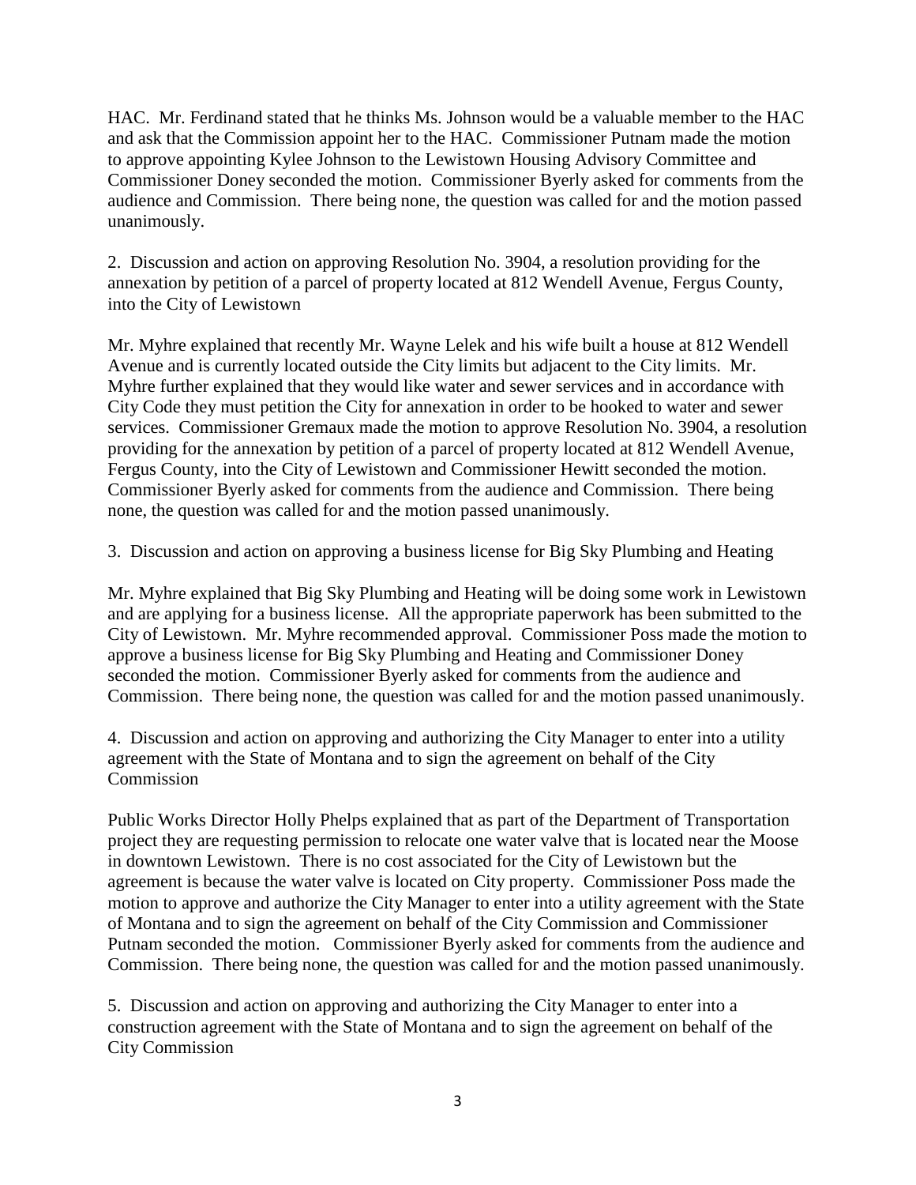HAC. Mr. Ferdinand stated that he thinks Ms. Johnson would be a valuable member to the HAC and ask that the Commission appoint her to the HAC. Commissioner Putnam made the motion to approve appointing Kylee Johnson to the Lewistown Housing Advisory Committee and Commissioner Doney seconded the motion. Commissioner Byerly asked for comments from the audience and Commission. There being none, the question was called for and the motion passed unanimously.

2. Discussion and action on approving Resolution No. 3904, a resolution providing for the annexation by petition of a parcel of property located at 812 Wendell Avenue, Fergus County, into the City of Lewistown

Mr. Myhre explained that recently Mr. Wayne Lelek and his wife built a house at 812 Wendell Avenue and is currently located outside the City limits but adjacent to the City limits. Mr. Myhre further explained that they would like water and sewer services and in accordance with City Code they must petition the City for annexation in order to be hooked to water and sewer services. Commissioner Gremaux made the motion to approve Resolution No. 3904, a resolution providing for the annexation by petition of a parcel of property located at 812 Wendell Avenue, Fergus County, into the City of Lewistown and Commissioner Hewitt seconded the motion. Commissioner Byerly asked for comments from the audience and Commission. There being none, the question was called for and the motion passed unanimously.

3. Discussion and action on approving a business license for Big Sky Plumbing and Heating

Mr. Myhre explained that Big Sky Plumbing and Heating will be doing some work in Lewistown and are applying for a business license. All the appropriate paperwork has been submitted to the City of Lewistown. Mr. Myhre recommended approval. Commissioner Poss made the motion to approve a business license for Big Sky Plumbing and Heating and Commissioner Doney seconded the motion. Commissioner Byerly asked for comments from the audience and Commission. There being none, the question was called for and the motion passed unanimously.

4. Discussion and action on approving and authorizing the City Manager to enter into a utility agreement with the State of Montana and to sign the agreement on behalf of the City Commission

Public Works Director Holly Phelps explained that as part of the Department of Transportation project they are requesting permission to relocate one water valve that is located near the Moose in downtown Lewistown. There is no cost associated for the City of Lewistown but the agreement is because the water valve is located on City property. Commissioner Poss made the motion to approve and authorize the City Manager to enter into a utility agreement with the State of Montana and to sign the agreement on behalf of the City Commission and Commissioner Putnam seconded the motion. Commissioner Byerly asked for comments from the audience and Commission. There being none, the question was called for and the motion passed unanimously.

5. Discussion and action on approving and authorizing the City Manager to enter into a construction agreement with the State of Montana and to sign the agreement on behalf of the City Commission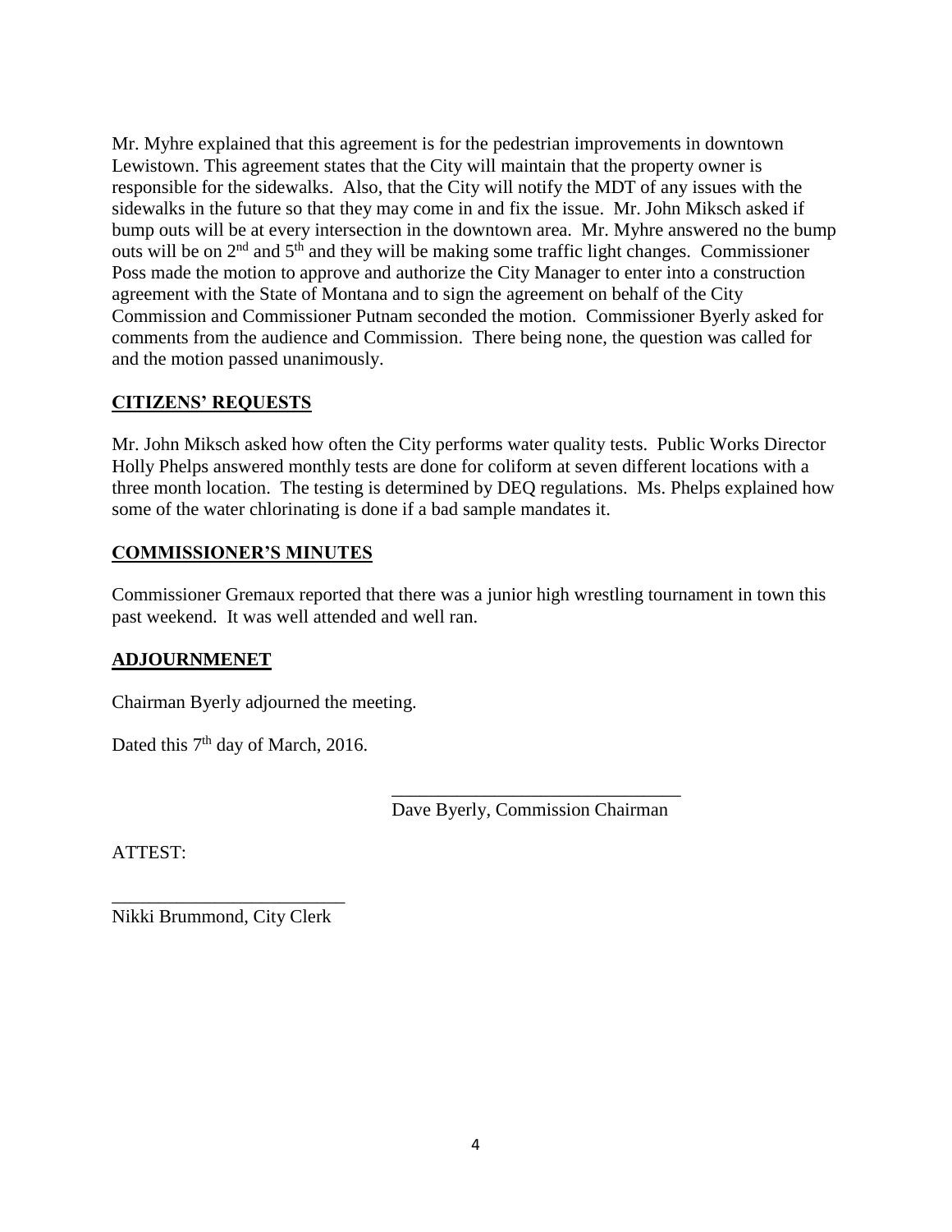Mr. Myhre explained that this agreement is for the pedestrian improvements in downtown Lewistown. This agreement states that the City will maintain that the property owner is responsible for the sidewalks. Also, that the City will notify the MDT of any issues with the sidewalks in the future so that they may come in and fix the issue. Mr. John Miksch asked if bump outs will be at every intersection in the downtown area. Mr. Myhre answered no the bump outs will be on 2nd and 5th and they will be making some traffic light changes. Commissioner Poss made the motion to approve and authorize the City Manager to enter into a construction agreement with the State of Montana and to sign the agreement on behalf of the City Commission and Commissioner Putnam seconded the motion. Commissioner Byerly asked for comments from the audience and Commission. There being none, the question was called for and the motion passed unanimously.

**CITIZENS' REQUESTS**

Mr. John Miksch asked how often the City performs water quality tests. Public Works Director Holly Phelps answered monthly tests are done for coliform at seven different locations with a three month location. The testing is determined by DEQ regulations. Ms. Phelps explained how some of the water chlorinating is done if a bad sample mandates it.

**COMMISSIONER'S MINUTES**

Commissioner Gremaux reported that there was a junior high wrestling tournament in town this past weekend. It was well attended and well ran.

**ADJOURNMENET**

Chairman Byerly adjourned the meeting.

Dated this 7th day of March, 2016.

\_\_\_\_\_\_\_\_\_\_\_\_\_\_\_\_\_\_\_\_\_\_\_\_\_\_\_\_\_\_\_\_
Dave Byerly, Commission Chairman

ATTEST:

\_\_\_\_\_\_\_\_\_\_\_\_\_\_\_\_\_\_\_\_\_\_\_\_\_\_
Nikki Brummond, City Clerk